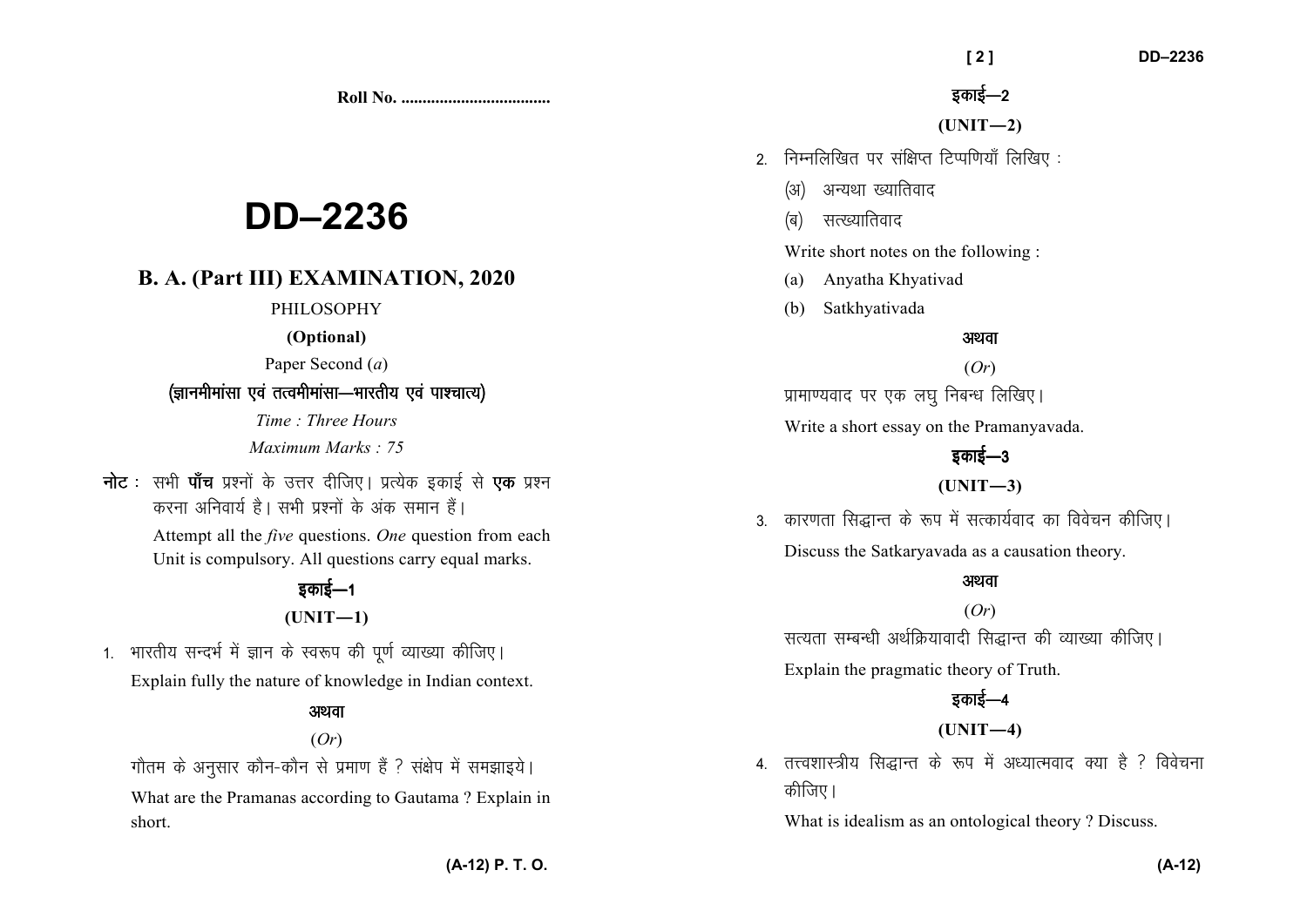**Roll No. ..................................**

# DD–2236

## B. A. (Part III) EXAMINATION, 2020

PHILOSOPHY

**(Optional)**

Paper Second (*a*)

**(ज्ञानमीमांसा एवं तत्वमीमांसा—भारतीय एवं पाश्चात्य)**

*Time : Three Hours*

*Maximum Marks : 75*

**नोट :** सभी **पाँच** प्रश्नों के उत्तर दीजिए। प्रत्येक इकाई से **एक** प्रश्न करना अनिवार्य है। सभी प्रश्नों के अंक समान हैं।

Attempt all the *five* questions. *One* question from each Unit is compulsory. All questions carry equal marks.

### इकाई—1

### (UNIT—1)

1. भारतीय सन्दर्भ में ज्ञान के स्वरूप की पूर्ण व्याख्या कीजिए।

   Explain fully the nature of knowledge in Indian context.

   **अथवा**

   (*Or*)

   गौतम के अनुसार कौन-कौन से प्रमाण हैं ? संक्षेप में समझाइये।

   What are the Pramanas according to Gautama ? Explain in short.

### इकाई—2

### (UNIT—2)

2. निम्नलिखित पर संक्षिप्त टिप्पणियाँ लिखिए :

   (अ) अन्यथा ख्यातिवाद

   (ब) सत्ख्यातिवाद

   Write short notes on the following :

   (a) Anyatha Khyativad

   (b) Satkhyativada

   **अथवा**

   (*Or*)

   प्रामाण्यवाद पर एक लघु निबन्ध लिखिए।

   Write a short essay on the Pramanyavada.

### इकाई—3

### (UNIT—3)

3. कारणता सिद्धान्त के रूप में सत्कार्यवाद का विवेचन कीजिए।

   Discuss the Satkaryavada as a causation theory.

   **अथवा**

   (*Or*)

   सत्यता सम्बन्धी अर्थक्रियावादी सिद्धान्त की व्याख्या कीजिए।

   Explain the pragmatic theory of Truth.

### इकाई—4

### (UNIT—4)

4. तत्त्वशास्त्रीय सिद्धान्त के रूप में अध्यात्मवाद क्या है ? विवेचना कीजिए।

   What is idealism as an ontological theory ? Discuss.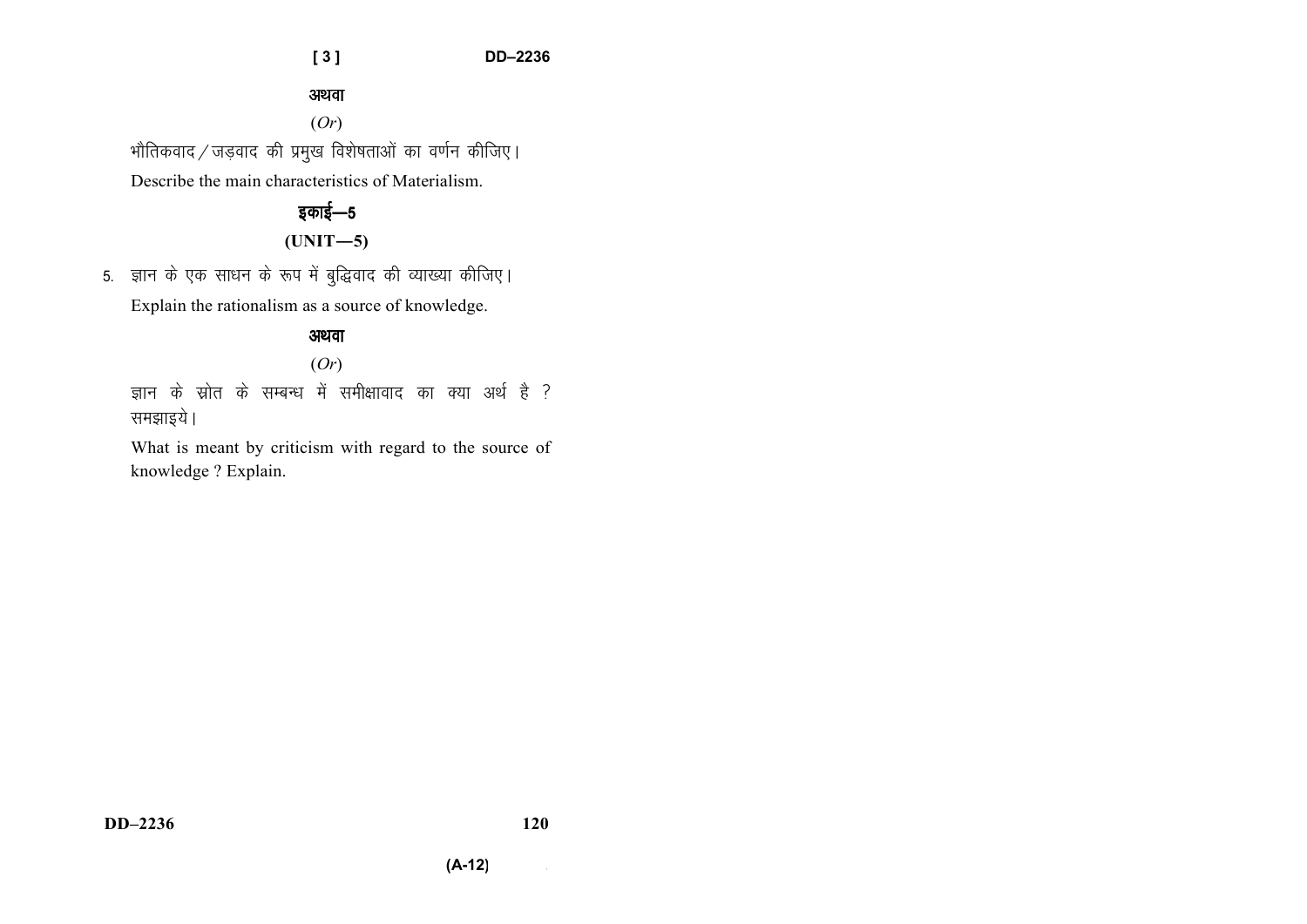अथवा

(*Or*)

भौतिकवाद/जड़वाद की प्रमुख विशेषताओं का वर्णन कीजिए।

Describe the main characteristics of Materialism.

## इकाई—5

## (UNIT—5)

5. ज्ञान के एक साधन के रूप में बुद्धिवाद की व्याख्या कीजिए।

   Explain the rationalism as a source of knowledge.

अथवा

(*Or*)

ज्ञान के स्रोत के सम्बन्ध में समीक्षावाद का क्या अर्थ है ? समझाइये।

What is meant by criticism with regard to the source of knowledge ? Explain.

DD–2236 120

(A-12)